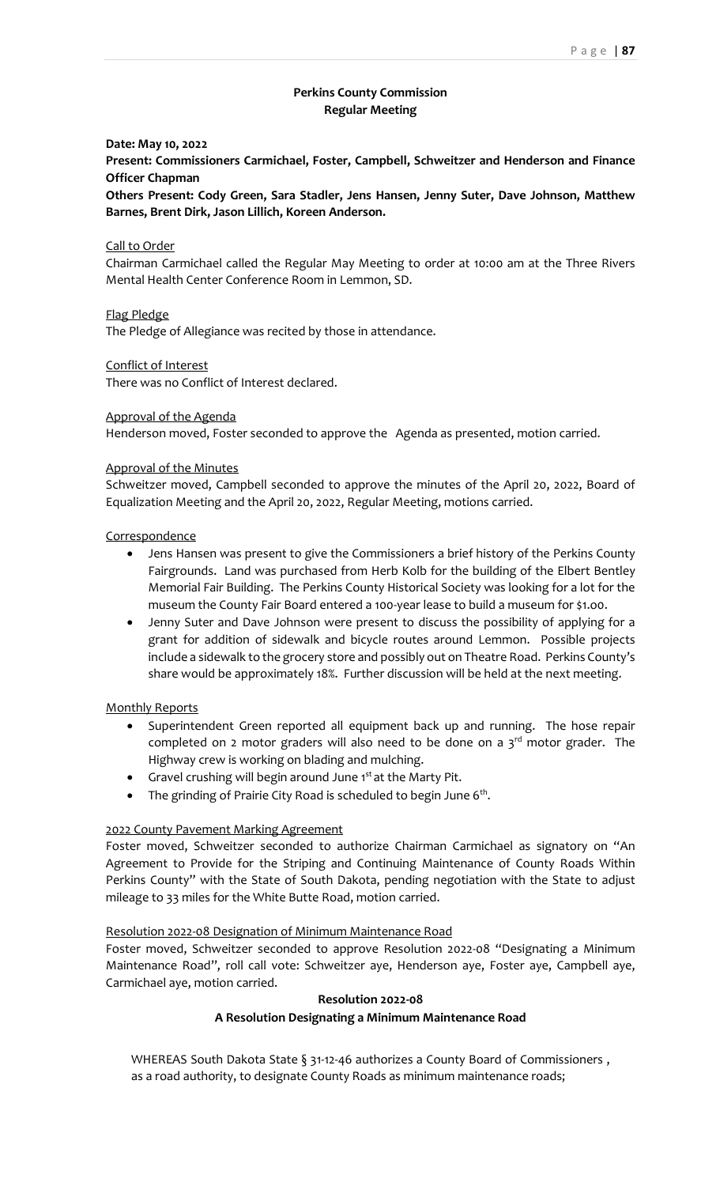**Perkins County Commission**
**Regular Meeting**

**Date: May 10, 2022**

**Present: Commissioners Carmichael, Foster, Campbell, Schweitzer and Henderson and Finance Officer Chapman**

**Others Present: Cody Green, Sara Stadler, Jens Hansen, Jenny Suter, Dave Johnson, Matthew Barnes, Brent Dirk, Jason Lillich, Koreen Anderson.**

Call to Order

Chairman Carmichael called the Regular May Meeting to order at 10:00 am at the Three Rivers Mental Health Center Conference Room in Lemmon, SD.

Flag Pledge

The Pledge of Allegiance was recited by those in attendance.

Conflict of Interest

There was no Conflict of Interest declared.

Approval of the Agenda

Henderson moved, Foster seconded to approve the Agenda as presented, motion carried.

Approval of the Minutes

Schweitzer moved, Campbell seconded to approve the minutes of the April 20, 2022, Board of Equalization Meeting and the April 20, 2022, Regular Meeting, motions carried.

Correspondence

- Jens Hansen was present to give the Commissioners a brief history of the Perkins County Fairgrounds. Land was purchased from Herb Kolb for the building of the Elbert Bentley Memorial Fair Building. The Perkins County Historical Society was looking for a lot for the museum the County Fair Board entered a 100-year lease to build a museum for $1.00.
- Jenny Suter and Dave Johnson were present to discuss the possibility of applying for a grant for addition of sidewalk and bicycle routes around Lemmon. Possible projects include a sidewalk to the grocery store and possibly out on Theatre Road. Perkins County's share would be approximately 18%. Further discussion will be held at the next meeting.

Monthly Reports

- Superintendent Green reported all equipment back up and running. The hose repair completed on 2 motor graders will also need to be done on a 3rd motor grader. The Highway crew is working on blading and mulching.
- Gravel crushing will begin around June 1st at the Marty Pit.
- The grinding of Prairie City Road is scheduled to begin June 6th.

2022 County Pavement Marking Agreement

Foster moved, Schweitzer seconded to authorize Chairman Carmichael as signatory on "An Agreement to Provide for the Striping and Continuing Maintenance of County Roads Within Perkins County" with the State of South Dakota, pending negotiation with the State to adjust mileage to 33 miles for the White Butte Road, motion carried.

Resolution 2022-08 Designation of Minimum Maintenance Road

Foster moved, Schweitzer seconded to approve Resolution 2022-08 "Designating a Minimum Maintenance Road", roll call vote: Schweitzer aye, Henderson aye, Foster aye, Campbell aye, Carmichael aye, motion carried.

**Resolution 2022-08**
**A Resolution Designating a Minimum Maintenance Road**

WHEREAS South Dakota State § 31-12-46 authorizes a County Board of Commissioners , as a road authority, to designate County Roads as minimum maintenance roads;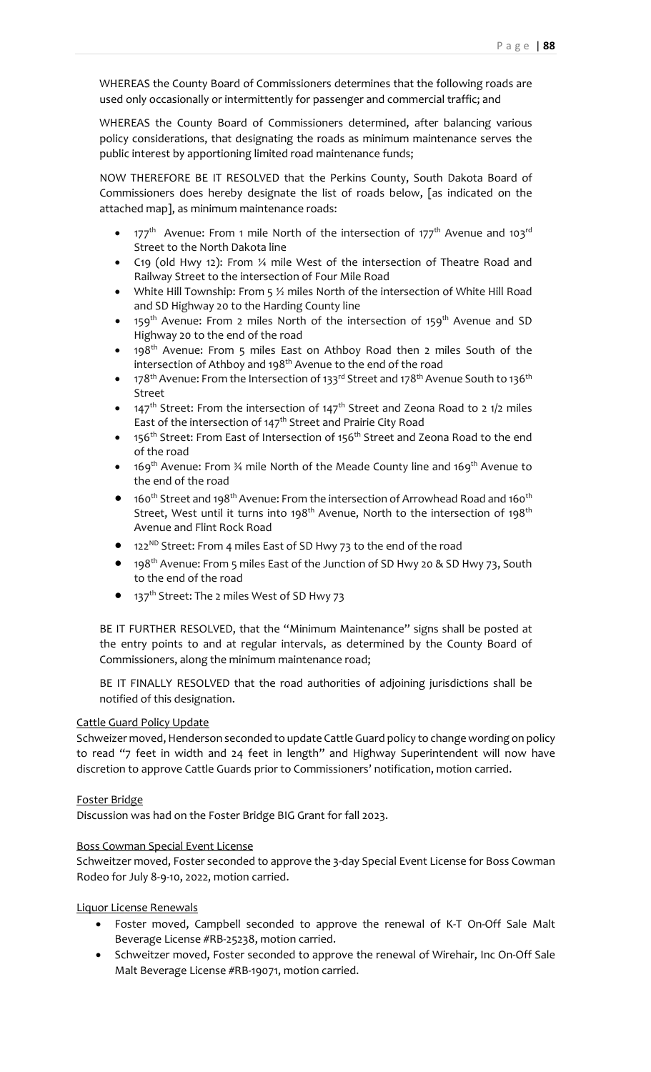WHEREAS the County Board of Commissioners determines that the following roads are used only occasionally or intermittently for passenger and commercial traffic; and

WHEREAS the County Board of Commissioners determined, after balancing various policy considerations, that designating the roads as minimum maintenance serves the public interest by apportioning limited road maintenance funds;

NOW THEREFORE BE IT RESOLVED that the Perkins County, South Dakota Board of Commissioners does hereby designate the list of roads below, [as indicated on the attached map], as minimum maintenance roads:

- 177th Avenue: From 1 mile North of the intersection of 177th Avenue and 103rd Street to the North Dakota line
- C19 (old Hwy 12): From ¼ mile West of the intersection of Theatre Road and Railway Street to the intersection of Four Mile Road
- White Hill Township: From 5 ½ miles North of the intersection of White Hill Road and SD Highway 20 to the Harding County line
- 159th Avenue: From 2 miles North of the intersection of 159th Avenue and SD Highway 20 to the end of the road
- 198th Avenue: From 5 miles East on Athboy Road then 2 miles South of the intersection of Athboy and 198th Avenue to the end of the road
- 178th Avenue: From the Intersection of 133rd Street and 178th Avenue South to 136th Street
- 147th Street: From the intersection of 147th Street and Zeona Road to 2 1/2 miles East of the intersection of 147th Street and Prairie City Road
- 156th Street: From East of Intersection of 156th Street and Zeona Road to the end of the road
- 169th Avenue: From ¾ mile North of the Meade County line and 169th Avenue to the end of the road
- 160th Street and 198th Avenue: From the intersection of Arrowhead Road and 160th Street, West until it turns into 198th Avenue, North to the intersection of 198th Avenue and Flint Rock Road
- 122ND Street: From 4 miles East of SD Hwy 73 to the end of the road
- 198th Avenue: From 5 miles East of the Junction of SD Hwy 20 & SD Hwy 73, South to the end of the road
- 137th Street: The 2 miles West of SD Hwy 73

BE IT FURTHER RESOLVED, that the "Minimum Maintenance" signs shall be posted at the entry points to and at regular intervals, as determined by the County Board of Commissioners, along the minimum maintenance road;

BE IT FINALLY RESOLVED that the road authorities of adjoining jurisdictions shall be notified of this designation.

Cattle Guard Policy Update

Schweizer moved, Henderson seconded to update Cattle Guard policy to change wording on policy to read "7 feet in width and 24 feet in length" and Highway Superintendent will now have discretion to approve Cattle Guards prior to Commissioners' notification, motion carried.

Foster Bridge

Discussion was had on the Foster Bridge BIG Grant for fall 2023.

Boss Cowman Special Event License

Schweitzer moved, Foster seconded to approve the 3-day Special Event License for Boss Cowman Rodeo for July 8-9-10, 2022, motion carried.

Liquor License Renewals

- Foster moved, Campbell seconded to approve the renewal of K-T On-Off Sale Malt Beverage License #RB-25238, motion carried.
- Schweitzer moved, Foster seconded to approve the renewal of Wirehair, Inc On-Off Sale Malt Beverage License #RB-19071, motion carried.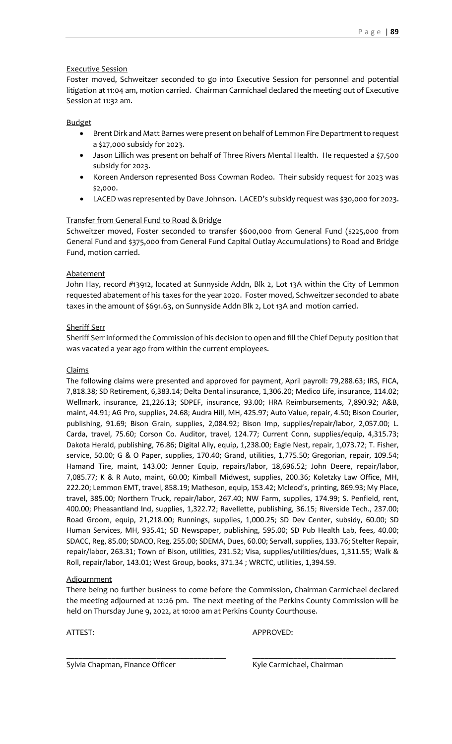Executive Session

Foster moved, Schweitzer seconded to go into Executive Session for personnel and potential litigation at 11:04 am, motion carried. Chairman Carmichael declared the meeting out of Executive Session at 11:32 am.

Budget

- Brent Dirk and Matt Barnes were present on behalf of Lemmon Fire Department to request a $27,000 subsidy for 2023.
- Jason Lillich was present on behalf of Three Rivers Mental Health. He requested a $7,500 subsidy for 2023.
- Koreen Anderson represented Boss Cowman Rodeo. Their subsidy request for 2023 was $2,000.
- LACED was represented by Dave Johnson. LACED's subsidy request was $30,000 for 2023.

Transfer from General Fund to Road & Bridge

Schweitzer moved, Foster seconded to transfer $600,000 from General Fund ($225,000 from General Fund and $375,000 from General Fund Capital Outlay Accumulations) to Road and Bridge Fund, motion carried.

Abatement

John Hay, record #13912, located at Sunnyside Addn, Blk 2, Lot 13A within the City of Lemmon requested abatement of his taxes for the year 2020. Foster moved, Schweitzer seconded to abate taxes in the amount of $691.63, on Sunnyside Addn Blk 2, Lot 13A and motion carried.

Sheriff Serr

Sheriff Serr informed the Commission of his decision to open and fill the Chief Deputy position that was vacated a year ago from within the current employees.

Claims

The following claims were presented and approved for payment, April payroll: 79,288.63; IRS, FICA, 7,818.38; SD Retirement, 6,383.14; Delta Dental insurance, 1,306.20; Medico Life, insurance, 114.02; Wellmark, insurance, 21,226.13; SDPEF, insurance, 93.00; HRA Reimbursements, 7,890.92; A&B, maint, 44.91; AG Pro, supplies, 24.68; Audra Hill, MH, 425.97; Auto Value, repair, 4.50; Bison Courier, publishing, 91.69; Bison Grain, supplies, 2,084.92; Bison Imp, supplies/repair/labor, 2,057.00; L. Carda, travel, 75.60; Corson Co. Auditor, travel, 124.77; Current Conn, supplies/equip, 4,315.73; Dakota Herald, publishing, 76.86; Digital Ally, equip, 1,238.00; Eagle Nest, repair, 1,073.72; T. Fisher, service, 50.00; G & O Paper, supplies, 170.40; Grand, utilities, 1,775.50; Gregorian, repair, 109.54; Hamand Tire, maint, 143.00; Jenner Equip, repairs/labor, 18,696.52; John Deere, repair/labor, 7,085.77; K & R Auto, maint, 60.00; Kimball Midwest, supplies, 200.36; Koletzky Law Office, MH, 222.20; Lemmon EMT, travel, 858.19; Matheson, equip, 153.42; Mcleod's, printing, 869.93; My Place, travel, 385.00; Northern Truck, repair/labor, 267.40; NW Farm, supplies, 174.99; S. Penfield, rent, 400.00; Pheasantland Ind, supplies, 1,322.72; Ravellette, publishing, 36.15; Riverside Tech., 237.00; Road Groom, equip, 21,218.00; Runnings, supplies, 1,000.25; SD Dev Center, subsidy, 60.00; SD Human Services, MH, 935.41; SD Newspaper, publishing, 595.00; SD Pub Health Lab, fees, 40.00; SDACC, Reg, 85.00; SDACO, Reg, 255.00; SDEMA, Dues, 60.00; Servall, supplies, 133.76; Stelter Repair, repair/labor, 263.31; Town of Bison, utilities, 231.52; Visa, supplies/utilities/dues, 1,311.55; Walk & Roll, repair/labor, 143.01; West Group, books, 371.34 ; WRCTC, utilities, 1,394.59.

Adjournment

There being no further business to come before the Commission, Chairman Carmichael declared the meeting adjourned at 12:26 pm. The next meeting of the Perkins County Commission will be held on Thursday June 9, 2022, at 10:00 am at Perkins County Courthouse.

ATTEST: APPROVED:

_______________________________________ _______________________________________

Sylvia Chapman, Finance Officer Kyle Carmichael, Chairman